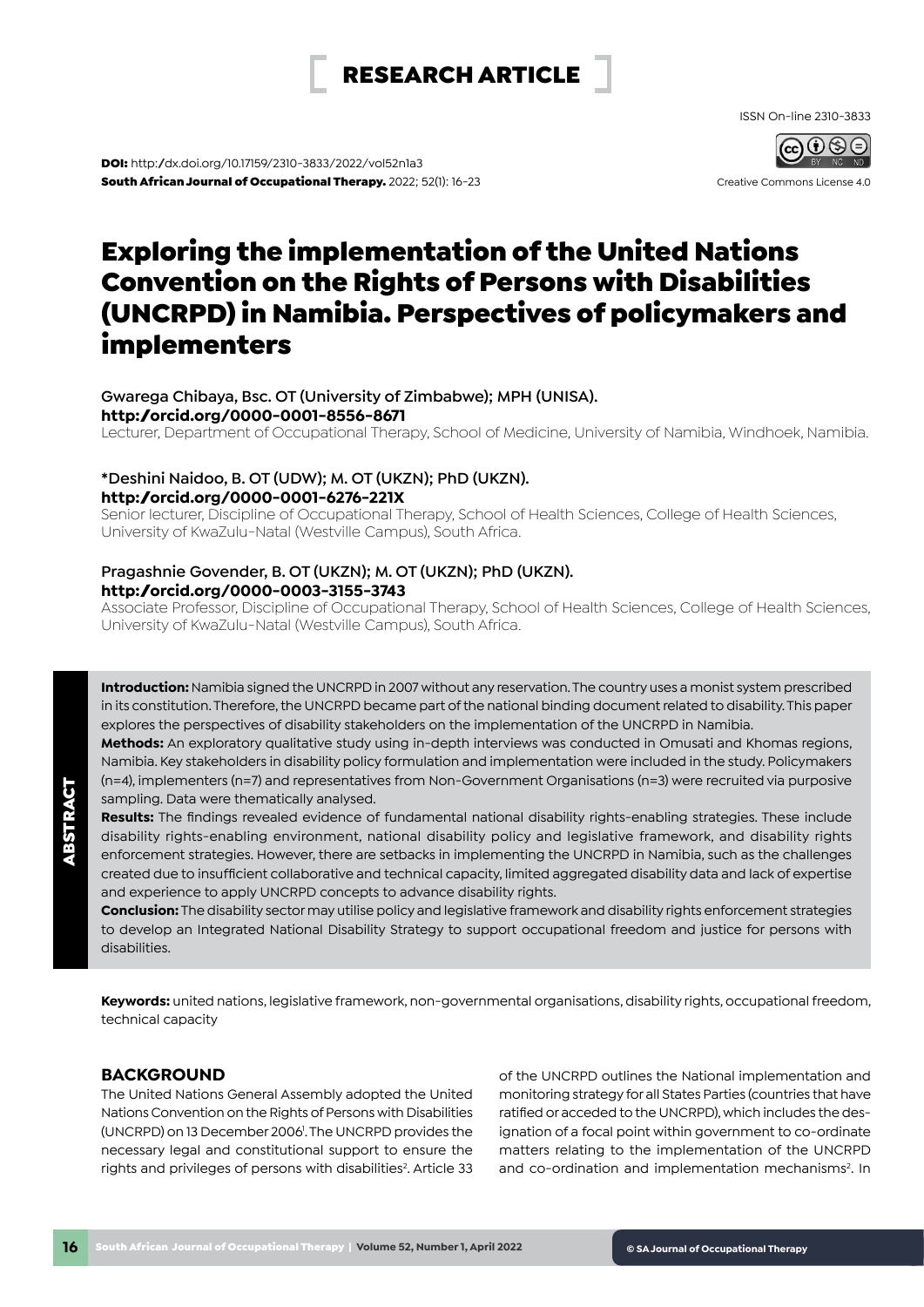RESEARCH ARTICLE

ISSN On-line 2310-3833

**DOI:** http://dx.doi.org/10.17159/2310-3833/2022/vol52n1a3
**South African Journal of Occupational Therapy.** 2022; 52(1): 16-23

Creative Commons License 4.0

# Exploring the implementation of the United Nations Convention on the Rights of Persons with Disabilities (UNCRPD) in Namibia. Perspectives of policymakers and implementers

Gwarega Chibaya, Bsc. OT (University of Zimbabwe); MPH (UNISA).
**http://orcid.org/0000-0001-8556-8671**
Lecturer, Department of Occupational Therapy, School of Medicine, University of Namibia, Windhoek, Namibia.

*Deshini Naidoo, B. OT (UDW); M. OT (UKZN); PhD (UKZN).
**http://orcid.org/0000-0001-6276-221X**
Senior lecturer, Discipline of Occupational Therapy, School of Health Sciences, College of Health Sciences, University of KwaZulu-Natal (Westville Campus), South Africa.

Pragashnie Govender, B. OT (UKZN); M. OT (UKZN); PhD (UKZN).
**http://orcid.org/0000-0003-3155-3743**
Associate Professor, Discipline of Occupational Therapy, School of Health Sciences, College of Health Sciences, University of KwaZulu-Natal (Westville Campus), South Africa.

## ABSTRACT

**Introduction:** Namibia signed the UNCRPD in 2007 without any reservation. The country uses a monist system prescribed in its constitution. Therefore, the UNCRPD became part of the national binding document related to disability. This paper explores the perspectives of disability stakeholders on the implementation of the UNCRPD in Namibia.

**Methods:** An exploratory qualitative study using in-depth interviews was conducted in Omusati and Khomas regions, Namibia. Key stakeholders in disability policy formulation and implementation were included in the study. Policymakers (n=4), implementers (n=7) and representatives from Non-Government Organisations (n=3) were recruited via purposive sampling. Data were thematically analysed.

**Results:** The findings revealed evidence of fundamental national disability rights-enabling strategies. These include disability rights-enabling environment, national disability policy and legislative framework, and disability rights enforcement strategies. However, there are setbacks in implementing the UNCRPD in Namibia, such as the challenges created due to insufficient collaborative and technical capacity, limited aggregated disability data and lack of expertise and experience to apply UNCRPD concepts to advance disability rights.

**Conclusion:** The disability sector may utilise policy and legislative framework and disability rights enforcement strategies to develop an Integrated National Disability Strategy to support occupational freedom and justice for persons with disabilities.

**Keywords:** united nations, legislative framework, non-governmental organisations, disability rights, occupational freedom, technical capacity

## BACKGROUND

The United Nations General Assembly adopted the United Nations Convention on the Rights of Persons with Disabilities (UNCRPD) on 13 December 2006[1]. The UNCRPD provides the necessary legal and constitutional support to ensure the rights and privileges of persons with disabilities[2]. Article 33 of the UNCRPD outlines the National implementation and monitoring strategy for all States Parties (countries that have ratified or acceded to the UNCRPD), which includes the designation of a focal point within government to co-ordinate matters relating to the implementation of the UNCRPD and co-ordination and implementation mechanisms[2]. In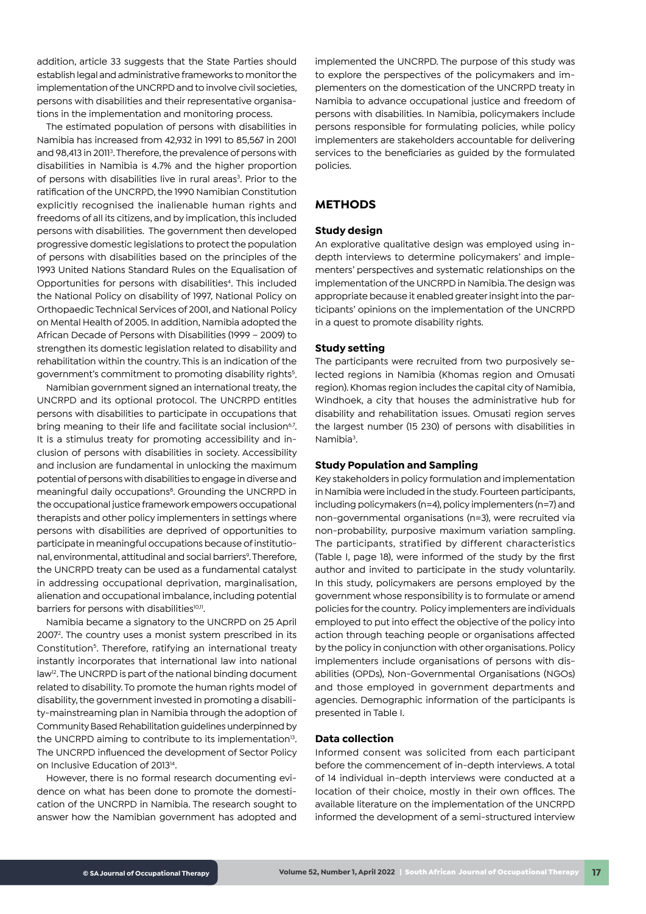addition, article 33 suggests that the State Parties should establish legal and administrative frameworks to monitor the implementation of the UNCRPD and to involve civil societies, persons with disabilities and their representative organisations in the implementation and monitoring process.

The estimated population of persons with disabilities in Namibia has increased from 42,932 in 1991 to 85,567 in 2001 and 98,413 in 2011[3]. Therefore, the prevalence of persons with disabilities in Namibia is 4.7% and the higher proportion of persons with disabilities live in rural areas[3]. Prior to the ratification of the UNCRPD, the 1990 Namibian Constitution explicitly recognised the inalienable human rights and freedoms of all its citizens, and by implication, this included persons with disabilities. The government then developed progressive domestic legislations to protect the population of persons with disabilities based on the principles of the 1993 United Nations Standard Rules on the Equalisation of Opportunities for persons with disabilities[4]. This included the National Policy on disability of 1997, National Policy on Orthopaedic Technical Services of 2001, and National Policy on Mental Health of 2005. In addition, Namibia adopted the African Decade of Persons with Disabilities (1999 – 2009) to strengthen its domestic legislation related to disability and rehabilitation within the country. This is an indication of the government's commitment to promoting disability rights[5].

Namibian government signed an international treaty, the UNCRPD and its optional protocol. The UNCRPD entitles persons with disabilities to participate in occupations that bring meaning to their life and facilitate social inclusion[6,7]. It is a stimulus treaty for promoting accessibility and inclusion of persons with disabilities in society. Accessibility and inclusion are fundamental in unlocking the maximum potential of persons with disabilities to engage in diverse and meaningful daily occupations[8]. Grounding the UNCRPD in the occupational justice framework empowers occupational therapists and other policy implementers in settings where persons with disabilities are deprived of opportunities to participate in meaningful occupations because of institutional, environmental, attitudinal and social barriers[9]. Therefore, the UNCRPD treaty can be used as a fundamental catalyst in addressing occupational deprivation, marginalisation, alienation and occupational imbalance, including potential barriers for persons with disabilities[10,11].

Namibia became a signatory to the UNCRPD on 25 April 2007[2]. The country uses a monist system prescribed in its Constitution[5]. Therefore, ratifying an international treaty instantly incorporates that international law into national law[12]. The UNCRPD is part of the national binding document related to disability. To promote the human rights model of disability, the government invested in promoting a disability-mainstreaming plan in Namibia through the adoption of Community Based Rehabilitation guidelines underpinned by the UNCRPD aiming to contribute to its implementation[13]. The UNCRPD influenced the development of Sector Policy on Inclusive Education of 2013[14].

However, there is no formal research documenting evidence on what has been done to promote the domestication of the UNCRPD in Namibia. The research sought to answer how the Namibian government has adopted and implemented the UNCRPD. The purpose of this study was to explore the perspectives of the policymakers and implementers on the domestication of the UNCRPD treaty in Namibia to advance occupational justice and freedom of persons with disabilities. In Namibia, policymakers include persons responsible for formulating policies, while policy implementers are stakeholders accountable for delivering services to the beneficiaries as guided by the formulated policies.

## METHODS

### Study design

An explorative qualitative design was employed using in-depth interviews to determine policymakers' and implementers' perspectives and systematic relationships on the implementation of the UNCRPD in Namibia. The design was appropriate because it enabled greater insight into the participants' opinions on the implementation of the UNCRPD in a quest to promote disability rights.

### Study setting

The participants were recruited from two purposively selected regions in Namibia (Khomas region and Omusati region). Khomas region includes the capital city of Namibia, Windhoek, a city that houses the administrative hub for disability and rehabilitation issues. Omusati region serves the largest number (15 230) of persons with disabilities in Namibia[3].

### Study Population and Sampling

Key stakeholders in policy formulation and implementation in Namibia were included in the study. Fourteen participants, including policymakers (n=4), policy implementers (n=7) and non-governmental organisations (n=3), were recruited via non-probability, purposive maximum variation sampling. The participants, stratified by different characteristics (Table I, page 18), were informed of the study by the first author and invited to participate in the study voluntarily. In this study, policymakers are persons employed by the government whose responsibility is to formulate or amend policies for the country. Policy implementers are individuals employed to put into effect the objective of the policy into action through teaching people or organisations affected by the policy in conjunction with other organisations. Policy implementers include organisations of persons with disabilities (OPDs), Non-Governmental Organisations (NGOs) and those employed in government departments and agencies. Demographic information of the participants is presented in Table I.

### Data collection

Informed consent was solicited from each participant before the commencement of in-depth interviews. A total of 14 individual in-depth interviews were conducted at a location of their choice, mostly in their own offices. The available literature on the implementation of the UNCRPD informed the development of a semi-structured interview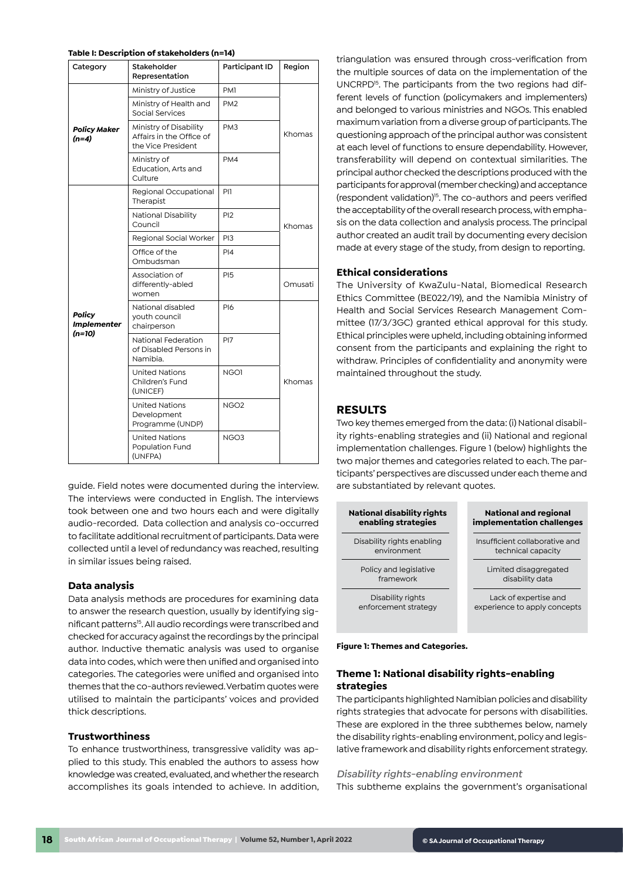**Table I: Description of stakeholders (n=14)**

| Category | Stakeholder Representation | Participant ID | Region |
|---|---|---|---|
| ***Policy Maker (n=4)*** | Ministry of Justice | PM1 | Khomas |
| | Ministry of Health and Social Services | PM2 | |
| | Ministry of Disability Affairs in the Office of the Vice President | PM3 | |
| | Ministry of Education, Arts and Culture | PM4 | |
| ***Policy Implementer (n=10)*** | Regional Occupational Therapist | PI1 | Khomas |
| | National Disability Council | PI2 | |
| | Regional Social Worker | PI3 | |
| | Office of the Ombudsman | PI4 | |
| | Association of differently-abled women | PI5 | Omusati |
| | National disabled youth council chairperson | PI6 | Khomas |
| | National Federation of Disabled Persons in Namibia. | PI7 | |
| | United Nations Children's Fund (UNICEF) | NGO1 | |
| | United Nations Development Programme (UNDP) | NGO2 | |
| | United Nations Population Fund (UNFPA) | NGO3 | |

guide. Field notes were documented during the interview. The interviews were conducted in English. The interviews took between one and two hours each and were digitally audio-recorded. Data collection and analysis co-occurred to facilitate additional recruitment of participants. Data were collected until a level of redundancy was reached, resulting in similar issues being raised.

### Data analysis

Data analysis methods are procedures for examining data to answer the research question, usually by identifying significant patterns[15]. All audio recordings were transcribed and checked for accuracy against the recordings by the principal author. Inductive thematic analysis was used to organise data into codes, which were then unified and organised into categories. The categories were unified and organised into themes that the co-authors reviewed. Verbatim quotes were utilised to maintain the participants' voices and provided thick descriptions.

### Trustworthiness

To enhance trustworthiness, transgressive validity was applied to this study. This enabled the authors to assess how knowledge was created, evaluated, and whether the research accomplishes its goals intended to achieve. In addition, triangulation was ensured through cross-verification from the multiple sources of data on the implementation of the UNCRPD[15]. The participants from the two regions had different levels of function (policymakers and implementers) and belonged to various ministries and NGOs. This enabled maximum variation from a diverse group of participants. The questioning approach of the principal author was consistent at each level of functions to ensure dependability. However, transferability will depend on contextual similarities. The principal author checked the descriptions produced with the participants for approval (member checking) and acceptance (respondent validation)[15]. The co-authors and peers verified the acceptability of the overall research process, with emphasis on the data collection and analysis process. The principal author created an audit trail by documenting every decision made at every stage of the study, from design to reporting.

### Ethical considerations

The University of KwaZulu-Natal, Biomedical Research Ethics Committee (BE022/19), and the Namibia Ministry of Health and Social Services Research Management Committee (17/3/3GC) granted ethical approval for this study. Ethical principles were upheld, including obtaining informed consent from the participants and explaining the right to withdraw. Principles of confidentiality and anonymity were maintained throughout the study.

## RESULTS

Two key themes emerged from the data: (i) National disability rights-enabling strategies and (ii) National and regional implementation challenges. Figure 1 (below) highlights the two major themes and categories related to each. The participants' perspectives are discussed under each theme and are substantiated by relevant quotes.

| National disability rights enabling strategies | National and regional implementation challenges |
|---|---|
| Disability rights enabling environment | Insufficient collaborative and technical capacity |
| Policy and legislative framework | Limited disaggregated disability data |
| Disability rights enforcement strategy | Lack of expertise and experience to apply concepts |

**Figure 1: Themes and Categories.**

### Theme 1: National disability rights-enabling strategies

The participants highlighted Namibian policies and disability rights strategies that advocate for persons with disabilities. These are explored in the three subthemes below, namely the disability rights-enabling environment, policy and legislative framework and disability rights enforcement strategy.

*Disability rights-enabling environment*

This subtheme explains the government's organisational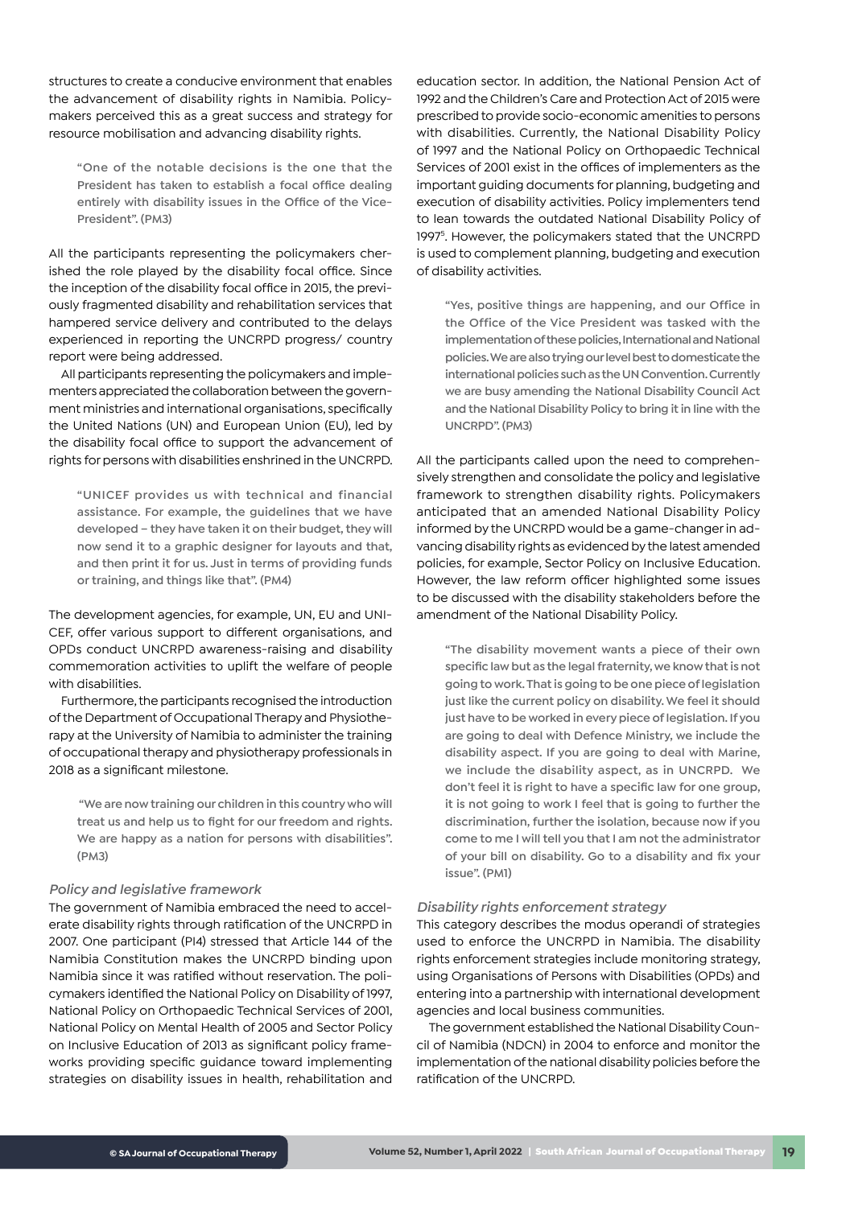structures to create a conducive environment that enables the advancement of disability rights in Namibia. Policymakers perceived this as a great success and strategy for resource mobilisation and advancing disability rights.

> "One of the notable decisions is the one that the President has taken to establish a focal office dealing entirely with disability issues in the Office of the Vice-President". (PM3)

All the participants representing the policymakers cherished the role played by the disability focal office. Since the inception of the disability focal office in 2015, the previously fragmented disability and rehabilitation services that hampered service delivery and contributed to the delays experienced in reporting the UNCRPD progress/ country report were being addressed.

All participants representing the policymakers and implementers appreciated the collaboration between the government ministries and international organisations, specifically the United Nations (UN) and European Union (EU), led by the disability focal office to support the advancement of rights for persons with disabilities enshrined in the UNCRPD.

> "UNICEF provides us with technical and financial assistance. For example, the guidelines that we have developed – they have taken it on their budget, they will now send it to a graphic designer for layouts and that, and then print it for us. Just in terms of providing funds or training, and things like that". (PM4)

The development agencies, for example, UN, EU and UNICEF, offer various support to different organisations, and OPDs conduct UNCRPD awareness-raising and disability commemoration activities to uplift the welfare of people with disabilities.

Furthermore, the participants recognised the introduction of the Department of Occupational Therapy and Physiotherapy at the University of Namibia to administer the training of occupational therapy and physiotherapy professionals in 2018 as a significant milestone.

> "We are now training our children in this country who will treat us and help us to fight for our freedom and rights. We are happy as a nation for persons with disabilities". (PM3)

### *Policy and legislative framework*

The government of Namibia embraced the need to accelerate disability rights through ratification of the UNCRPD in 2007. One participant (PI4) stressed that Article 144 of the Namibia Constitution makes the UNCRPD binding upon Namibia since it was ratified without reservation. The policymakers identified the National Policy on Disability of 1997, National Policy on Orthopaedic Technical Services of 2001, National Policy on Mental Health of 2005 and Sector Policy on Inclusive Education of 2013 as significant policy frameworks providing specific guidance toward implementing strategies on disability issues in health, rehabilitation and education sector. In addition, the National Pension Act of 1992 and the Children's Care and Protection Act of 2015 were prescribed to provide socio-economic amenities to persons with disabilities. Currently, the National Disability Policy of 1997 and the National Policy on Orthopaedic Technical Services of 2001 exist in the offices of implementers as the important guiding documents for planning, budgeting and execution of disability activities. Policy implementers tend to lean towards the outdated National Disability Policy of 1997[5]. However, the policymakers stated that the UNCRPD is used to complement planning, budgeting and execution of disability activities.

> "Yes, positive things are happening, and our Office in the Office of the Vice President was tasked with the implementation of these policies, International and National policies. We are also trying our level best to domesticate the international policies such as the UN Convention. Currently we are busy amending the National Disability Council Act and the National Disability Policy to bring it in line with the UNCRPD". (PM3)

All the participants called upon the need to comprehensively strengthen and consolidate the policy and legislative framework to strengthen disability rights. Policymakers anticipated that an amended National Disability Policy informed by the UNCRPD would be a game-changer in advancing disability rights as evidenced by the latest amended policies, for example, Sector Policy on Inclusive Education. However, the law reform officer highlighted some issues to be discussed with the disability stakeholders before the amendment of the National Disability Policy.

> "The disability movement wants a piece of their own specific law but as the legal fraternity, we know that is not going to work. That is going to be one piece of legislation just like the current policy on disability. We feel it should just have to be worked in every piece of legislation. If you are going to deal with Defence Ministry, we include the disability aspect. If you are going to deal with Marine, we include the disability aspect, as in UNCRPD. We don't feel it is right to have a specific law for one group, it is not going to work I feel that is going to further the discrimination, further the isolation, because now if you come to me I will tell you that I am not the administrator of your bill on disability. Go to a disability and fix your issue". (PM1)

### *Disability rights enforcement strategy*

This category describes the modus operandi of strategies used to enforce the UNCRPD in Namibia. The disability rights enforcement strategies include monitoring strategy, using Organisations of Persons with Disabilities (OPDs) and entering into a partnership with international development agencies and local business communities.

The government established the National Disability Council of Namibia (NDCN) in 2004 to enforce and monitor the implementation of the national disability policies before the ratification of the UNCRPD.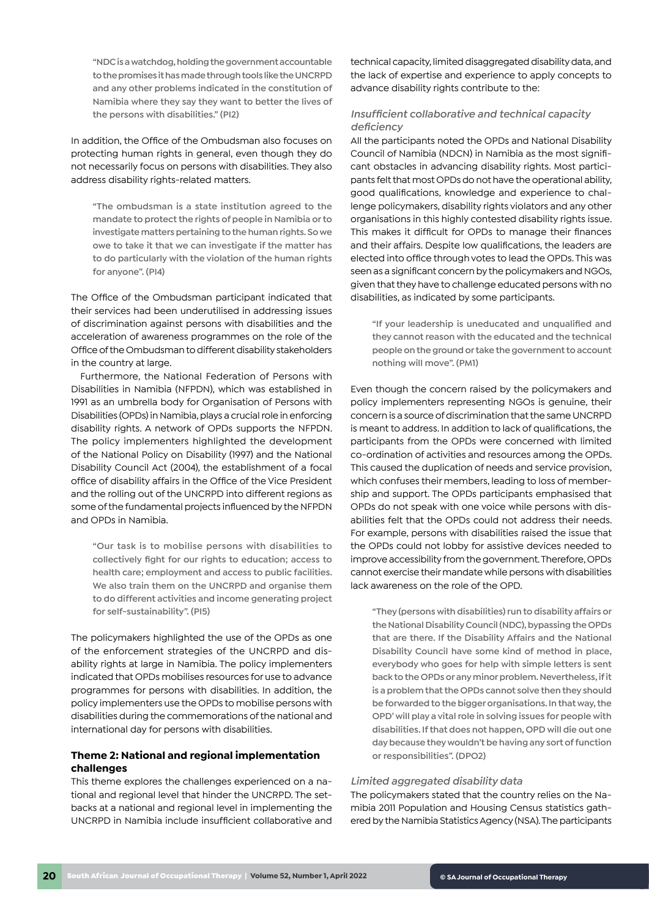> "NDC is a watchdog, holding the government accountable to the promises it has made through tools like the UNCRPD and any other problems indicated in the constitution of Namibia where they say they want to better the lives of the persons with disabilities." (PI2)

In addition, the Office of the Ombudsman also focuses on protecting human rights in general, even though they do not necessarily focus on persons with disabilities. They also address disability rights-related matters.

> "The ombudsman is a state institution agreed to the mandate to protect the rights of people in Namibia or to investigate matters pertaining to the human rights. So we owe to take it that we can investigate if the matter has to do particularly with the violation of the human rights for anyone". (PI4)

The Office of the Ombudsman participant indicated that their services had been underutilised in addressing issues of discrimination against persons with disabilities and the acceleration of awareness programmes on the role of the Office of the Ombudsman to different disability stakeholders in the country at large.

Furthermore, the National Federation of Persons with Disabilities in Namibia (NFPDN), which was established in 1991 as an umbrella body for Organisation of Persons with Disabilities (OPDs) in Namibia, plays a crucial role in enforcing disability rights. A network of OPDs supports the NFPDN. The policy implementers highlighted the development of the National Policy on Disability (1997) and the National Disability Council Act (2004), the establishment of a focal office of disability affairs in the Office of the Vice President and the rolling out of the UNCRPD into different regions as some of the fundamental projects influenced by the NFPDN and OPDs in Namibia.

> "Our task is to mobilise persons with disabilities to collectively fight for our rights to education; access to health care; employment and access to public facilities. We also train them on the UNCRPD and organise them to do different activities and income generating project for self-sustainability". (PI5)

The policymakers highlighted the use of the OPDs as one of the enforcement strategies of the UNCRPD and disability rights at large in Namibia. The policy implementers indicated that OPDs mobilises resources for use to advance programmes for persons with disabilities. In addition, the policy implementers use the OPDs to mobilise persons with disabilities during the commemorations of the national and international day for persons with disabilities.

### Theme 2: National and regional implementation challenges

This theme explores the challenges experienced on a national and regional level that hinder the UNCRPD. The setbacks at a national and regional level in implementing the UNCRPD in Namibia include insufficient collaborative and technical capacity, limited disaggregated disability data, and the lack of expertise and experience to apply concepts to advance disability rights contribute to the:

#### *Insufficient collaborative and technical capacity deficiency*

All the participants noted the OPDs and National Disability Council of Namibia (NDCN) in Namibia as the most significant obstacles in advancing disability rights. Most participants felt that most OPDs do not have the operational ability, good qualifications, knowledge and experience to challenge policymakers, disability rights violators and any other organisations in this highly contested disability rights issue. This makes it difficult for OPDs to manage their finances and their affairs. Despite low qualifications, the leaders are elected into office through votes to lead the OPDs. This was seen as a significant concern by the policymakers and NGOs, given that they have to challenge educated persons with no disabilities, as indicated by some participants.

> "If your leadership is uneducated and unqualified and they cannot reason with the educated and the technical people on the ground or take the government to account nothing will move". (PM1)

Even though the concern raised by the policymakers and policy implementers representing NGOs is genuine, their concern is a source of discrimination that the same UNCRPD is meant to address. In addition to lack of qualifications, the participants from the OPDs were concerned with limited co-ordination of activities and resources among the OPDs. This caused the duplication of needs and service provision, which confuses their members, leading to loss of membership and support. The OPDs participants emphasised that OPDs do not speak with one voice while persons with disabilities felt that the OPDs could not address their needs. For example, persons with disabilities raised the issue that the OPDs could not lobby for assistive devices needed to improve accessibility from the government. Therefore, OPDs cannot exercise their mandate while persons with disabilities lack awareness on the role of the OPD.

> "They (persons with disabilities) run to disability affairs or the National Disability Council (NDC), bypassing the OPDs that are there. If the Disability Affairs and the National Disability Council have some kind of method in place, everybody who goes for help with simple letters is sent back to the OPDs or any minor problem. Nevertheless, if it is a problem that the OPDs cannot solve then they should be forwarded to the bigger organisations. In that way, the OPD' will play a vital role in solving issues for people with disabilities. If that does not happen, OPD will die out one day because they wouldn't be having any sort of function or responsibilities". (DPO2)

#### *Limited aggregated disability data*

The policymakers stated that the country relies on the Namibia 2011 Population and Housing Census statistics gathered by the Namibia Statistics Agency (NSA). The participants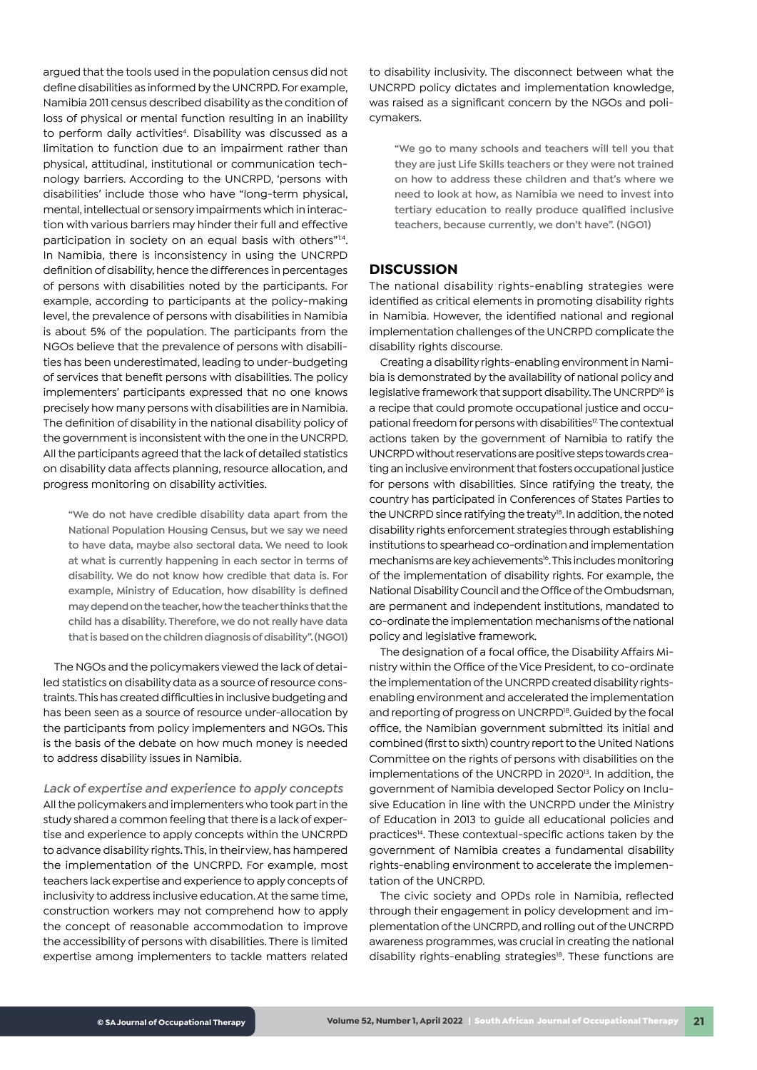argued that the tools used in the population census did not define disabilities as informed by the UNCRPD. For example, Namibia 2011 census described disability as the condition of loss of physical or mental function resulting in an inability to perform daily activities[4]. Disability was discussed as a limitation to function due to an impairment rather than physical, attitudinal, institutional or communication technology barriers. According to the UNCRPD, 'persons with disabilities' include those who have "long-term physical, mental, intellectual or sensory impairments which in interaction with various barriers may hinder their full and effective participation in society on an equal basis with others"[1:4]. In Namibia, there is inconsistency in using the UNCRPD definition of disability, hence the differences in percentages of persons with disabilities noted by the participants. For example, according to participants at the policy-making level, the prevalence of persons with disabilities in Namibia is about 5% of the population. The participants from the NGOs believe that the prevalence of persons with disabilities has been underestimated, leading to under-budgeting of services that benefit persons with disabilities. The policy implementers' participants expressed that no one knows precisely how many persons with disabilities are in Namibia. The definition of disability in the national disability policy of the government is inconsistent with the one in the UNCRPD. All the participants agreed that the lack of detailed statistics on disability data affects planning, resource allocation, and progress monitoring on disability activities.

> "We do not have credible disability data apart from the National Population Housing Census, but we say we need to have data, maybe also sectoral data. We need to look at what is currently happening in each sector in terms of disability. We do not know how credible that data is. For example, Ministry of Education, how disability is defined may depend on the teacher, how the teacher thinks that the child has a disability. Therefore, we do not really have data that is based on the children diagnosis of disability". (NGO1)

The NGOs and the policymakers viewed the lack of detailed statistics on disability data as a source of resource constraints. This has created difficulties in inclusive budgeting and has been seen as a source of resource under-allocation by the participants from policy implementers and NGOs. This is the basis of the debate on how much money is needed to address disability issues in Namibia.

*Lack of expertise and experience to apply concepts*

All the policymakers and implementers who took part in the study shared a common feeling that there is a lack of expertise and experience to apply concepts within the UNCRPD to advance disability rights. This, in their view, has hampered the implementation of the UNCRPD. For example, most teachers lack expertise and experience to apply concepts of inclusivity to address inclusive education. At the same time, construction workers may not comprehend how to apply the concept of reasonable accommodation to improve the accessibility of persons with disabilities. There is limited expertise among implementers to tackle matters related to disability inclusivity. The disconnect between what the UNCRPD policy dictates and implementation knowledge, was raised as a significant concern by the NGOs and policymakers.

> "We go to many schools and teachers will tell you that they are just Life Skills teachers or they were not trained on how to address these children and that's where we need to look at how, as Namibia we need to invest into tertiary education to really produce qualified inclusive teachers, because currently, we don't have". (NGO1)

## DISCUSSION

The national disability rights-enabling strategies were identified as critical elements in promoting disability rights in Namibia. However, the identified national and regional implementation challenges of the UNCRPD complicate the disability rights discourse.

Creating a disability rights-enabling environment in Namibia is demonstrated by the availability of national policy and legislative framework that support disability. The UNCRPD[16] is a recipe that could promote occupational justice and occupational freedom for persons with disabilities[17]. The contextual actions taken by the government of Namibia to ratify the UNCRPD without reservations are positive steps towards creating an inclusive environment that fosters occupational justice for persons with disabilities. Since ratifying the treaty, the country has participated in Conferences of States Parties to the UNCRPD since ratifying the treaty[18]. In addition, the noted disability rights enforcement strategies through establishing institutions to spearhead co-ordination and implementation mechanisms are key achievements[16]. This includes monitoring of the implementation of disability rights. For example, the National Disability Council and the Office of the Ombudsman, are permanent and independent institutions, mandated to co-ordinate the implementation mechanisms of the national policy and legislative framework.

The designation of a focal office, the Disability Affairs Ministry within the Office of the Vice President, to co-ordinate the implementation of the UNCRPD created disability rights-enabling environment and accelerated the implementation and reporting of progress on UNCRPD[18]. Guided by the focal office, the Namibian government submitted its initial and combined (first to sixth) country report to the United Nations Committee on the rights of persons with disabilities on the implementations of the UNCRPD in 2020[13]. In addition, the government of Namibia developed Sector Policy on Inclusive Education in line with the UNCRPD under the Ministry of Education in 2013 to guide all educational policies and practices[14]. These contextual-specific actions taken by the government of Namibia creates a fundamental disability rights-enabling environment to accelerate the implementation of the UNCRPD.

The civic society and OPDs role in Namibia, reflected through their engagement in policy development and implementation of the UNCRPD, and rolling out of the UNCRPD awareness programmes, was crucial in creating the national disability rights-enabling strategies[18]. These functions are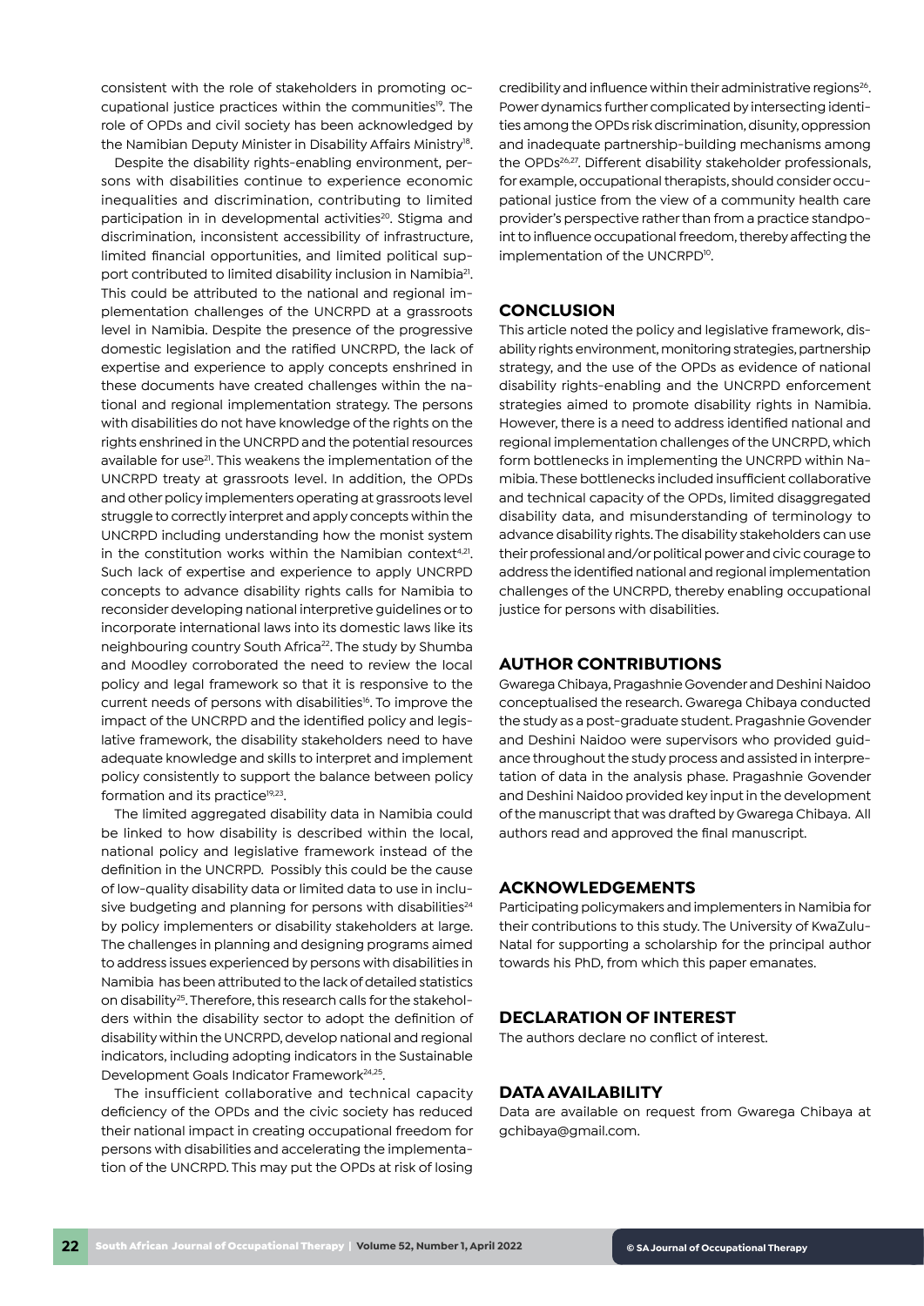consistent with the role of stakeholders in promoting occupational justice practices within the communities[19]. The role of OPDs and civil society has been acknowledged by the Namibian Deputy Minister in Disability Affairs Ministry[18].

Despite the disability rights-enabling environment, persons with disabilities continue to experience economic inequalities and discrimination, contributing to limited participation in in developmental activities[20]. Stigma and discrimination, inconsistent accessibility of infrastructure, limited financial opportunities, and limited political support contributed to limited disability inclusion in Namibia[21]. This could be attributed to the national and regional implementation challenges of the UNCRPD at a grassroots level in Namibia. Despite the presence of the progressive domestic legislation and the ratified UNCRPD, the lack of expertise and experience to apply concepts enshrined in these documents have created challenges within the national and regional implementation strategy. The persons with disabilities do not have knowledge of the rights on the rights enshrined in the UNCRPD and the potential resources available for use[21]. This weakens the implementation of the UNCRPD treaty at grassroots level. In addition, the OPDs and other policy implementers operating at grassroots level struggle to correctly interpret and apply concepts within the UNCRPD including understanding how the monist system in the constitution works within the Namibian context[4,21]. Such lack of expertise and experience to apply UNCRPD concepts to advance disability rights calls for Namibia to reconsider developing national interpretive guidelines or to incorporate international laws into its domestic laws like its neighbouring country South Africa[22]. The study by Shumba and Moodley corroborated the need to review the local policy and legal framework so that it is responsive to the current needs of persons with disabilities[16]. To improve the impact of the UNCRPD and the identified policy and legislative framework, the disability stakeholders need to have adequate knowledge and skills to interpret and implement policy consistently to support the balance between policy formation and its practice[19,23].

The limited aggregated disability data in Namibia could be linked to how disability is described within the local, national policy and legislative framework instead of the definition in the UNCRPD. Possibly this could be the cause of low-quality disability data or limited data to use in inclusive budgeting and planning for persons with disabilities[24] by policy implementers or disability stakeholders at large. The challenges in planning and designing programs aimed to address issues experienced by persons with disabilities in Namibia has been attributed to the lack of detailed statistics on disability[25]. Therefore, this research calls for the stakeholders within the disability sector to adopt the definition of disability within the UNCRPD, develop national and regional indicators, including adopting indicators in the Sustainable Development Goals Indicator Framework[24,25].

The insufficient collaborative and technical capacity deficiency of the OPDs and the civic society has reduced their national impact in creating occupational freedom for persons with disabilities and accelerating the implementation of the UNCRPD. This may put the OPDs at risk of losing credibility and influence within their administrative regions[26]. Power dynamics further complicated by intersecting identities among the OPDs risk discrimination, disunity, oppression and inadequate partnership-building mechanisms among the OPDs[26,27]. Different disability stakeholder professionals, for example, occupational therapists, should consider occupational justice from the view of a community health care provider's perspective rather than from a practice standpoint to influence occupational freedom, thereby affecting the implementation of the UNCRPD[10].

## CONCLUSION

This article noted the policy and legislative framework, disability rights environment, monitoring strategies, partnership strategy, and the use of the OPDs as evidence of national disability rights-enabling and the UNCRPD enforcement strategies aimed to promote disability rights in Namibia. However, there is a need to address identified national and regional implementation challenges of the UNCRPD, which form bottlenecks in implementing the UNCRPD within Namibia. These bottlenecks included insufficient collaborative and technical capacity of the OPDs, limited disaggregated disability data, and misunderstanding of terminology to advance disability rights. The disability stakeholders can use their professional and/or political power and civic courage to address the identified national and regional implementation challenges of the UNCRPD, thereby enabling occupational justice for persons with disabilities.

## AUTHOR CONTRIBUTIONS

Gwarega Chibaya, Pragashnie Govender and Deshini Naidoo conceptualised the research. Gwarega Chibaya conducted the study as a post-graduate student. Pragashnie Govender and Deshini Naidoo were supervisors who provided guidance throughout the study process and assisted in interpretation of data in the analysis phase. Pragashnie Govender and Deshini Naidoo provided key input in the development of the manuscript that was drafted by Gwarega Chibaya. All authors read and approved the final manuscript.

## ACKNOWLEDGEMENTS

Participating policymakers and implementers in Namibia for their contributions to this study. The University of KwaZulu-Natal for supporting a scholarship for the principal author towards his PhD, from which this paper emanates.

## DECLARATION OF INTEREST

The authors declare no conflict of interest.

## DATA AVAILABILITY

Data are available on request from Gwarega Chibaya at gchibaya@gmail.com.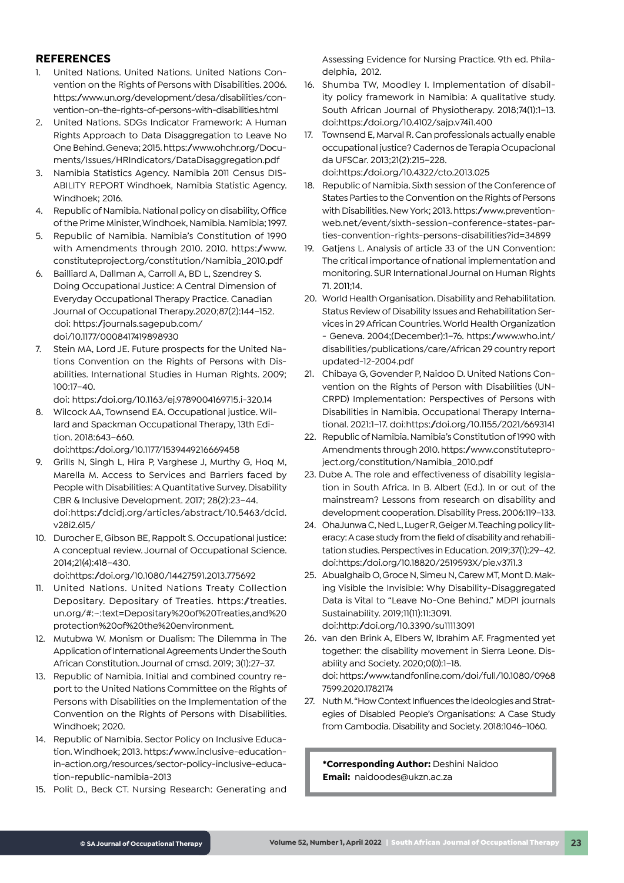## REFERENCES

1. United Nations. United Nations. United Nations Convention on the Rights of Persons with Disabilities. 2006. https://www.un.org/development/desa/disabilities/convention-on-the-rights-of-persons-with-disabilities.html
2. United Nations. SDGs Indicator Framework: A Human Rights Approach to Data Disaggregation to Leave No One Behind. Geneva; 2015. https://www.ohchr.org/Documents/Issues/HRIndicators/DataDisaggregation.pdf
3. Namibia Statistics Agency. Namibia 2011 Census DISABILITY REPORT Windhoek, Namibia Statistic Agency. Windhoek; 2016.
4. Republic of Namibia. National policy on disability, Office of the Prime Minister, Windhoek, Namibia. Namibia; 1997.
5. Republic of Namibia. Namibia's Constitution of 1990 with Amendments through 2010. 2010. https://www.constituteproject.org/constitution/Namibia_2010.pdf
6. Bailliard A, Dallman A, Carroll A, BD L, Szendrey S. Doing Occupational Justice: A Central Dimension of Everyday Occupational Therapy Practice. Canadian Journal of Occupational Therapy.2020;87(2):144–152. doi: https://journals.sagepub.com/doi/10.1177/0008417419898930
7. Stein MA, Lord JE. Future prospects for the United Nations Convention on the Rights of Persons with Disabilities. International Studies in Human Rights. 2009; 100:17–40. doi: https://doi.org/10.1163/ej.9789004169715.i-320.14
8. Wilcock AA, Townsend EA. Occupational justice. Willard and Spackman Occupational Therapy, 13th Edition. 2018:643–660. doi:https://doi.org/10.1177/1539449216669458
9. Grills N, Singh L, Hira P, Varghese J, Murthy G, Hoq M, Marella M. Access to Services and Barriers faced by People with Disabilities: A Quantitative Survey. Disability CBR & Inclusive Development. 2017; 28(2):23–44. doi:https://dcidj.org/articles/abstract/10.5463/dcid.v28i2.615/
10. Durocher E, Gibson BE, Rappolt S. Occupational justice: A conceptual review. Journal of Occupational Science. 2014;21(4):418–430. doi:https://doi.org/10.1080/14427591.2013.775692
11. United Nations. United Nations Treaty Collection Depositary. Depositary of Treaties. https://treaties.un.org/#:~:text=Depositary%20of%20Treaties,and%20protection%20of%20the%20environment.
12. Mutubwa W. Monism or Dualism: The Dilemma in The Application of International Agreements Under the South African Constitution. Journal of cmsd. 2019; 3(1):27–37.
13. Republic of Namibia. Initial and combined country report to the United Nations Committee on the Rights of Persons with Disabilities on the Implementation of the Convention on the Rights of Persons with Disabilities. Windhoek; 2020.
14. Republic of Namibia. Sector Policy on Inclusive Education. Windhoek; 2013. https://www.inclusive-education-in-action.org/resources/sector-policy-inclusive-education-republic-namibia-2013
15. Polit D., Beck CT. Nursing Research: Generating and Assessing Evidence for Nursing Practice. 9th ed. Philadelphia, 2012.
16. Shumba TW, Moodley I. Implementation of disability policy framework in Namibia: A qualitative study. South African Journal of Physiotherapy. 2018;74(1):1–13. doi:https://doi.org/10.4102/sajp.v74i1.400
17. Townsend E, Marval R. Can professionals actually enable occupational justice? Cadernos de Terapia Ocupacional da UFSCar. 2013;21(2):215–228. doi:https://doi.org/10.4322/cto.2013.025
18. Republic of Namibia. Sixth session of the Conference of States Parties to the Convention on the Rights of Persons with Disabilities. New York; 2013. https://www.preventionweb.net/event/sixth-session-conference-states-parties-convention-rights-persons-disabilities?id=34899
19. Gatjens L. Analysis of article 33 of the UN Convention: The critical importance of national implementation and monitoring. SUR International Journal on Human Rights 71. 2011;14.
20. World Health Organisation. Disability and Rehabilitation. Status Review of Disability Issues and Rehabilitation Services in 29 African Countries. World Health Organization - Geneva. 2004;(December):1–76. https://www.who.int/disabilities/publications/care/African 29 country report updated-12-2004.pdf
21. Chibaya G, Govender P, Naidoo D. United Nations Convention on the Rights of Person with Disabilities (UNCRPD) Implementation: Perspectives of Persons with Disabilities in Namibia. Occupational Therapy International. 2021:1–17. doi:https://doi.org/10.1155/2021/6693141
22. Republic of Namibia. Namibia's Constitution of 1990 with Amendments through 2010. https://www.constituteproject.org/constitution/Namibia_2010.pdf
23. Dube A. The role and effectiveness of disability legislation in South Africa. In B. Albert (Ed.). In or out of the mainstream? Lessons from research on disability and development cooperation. Disability Press. 2006:119–133.
24. OhaJunwa C, Ned L, Luger R, Geiger M. Teaching policy literacy: A case study from the field of disability and rehabilitation studies. Perspectives in Education. 2019;37(1):29–42. doi:https://doi.org/10.18820/2519593X/pie.v37i1.3
25. Abualghaib O, Groce N, Simeu N, Carew MT, Mont D. Making Visible the Invisible: Why Disability-Disaggregated Data is Vital to "Leave No-One Behind." MDPI journals Sustainability. 2019;11(11):11:3091. doi:http://doi.org/10.3390/su11113091
26. van den Brink A, Elbers W, Ibrahim AF. Fragmented yet together: the disability movement in Sierra Leone. Disability and Society. 2020;0(0):1–18. doi: https://www.tandfonline.com/doi/full/10.1080/09687599.2020.1782174
27. Nuth M. "How Context Influences the Ideologies and Strategies of Disabled People's Organisations: A Case Study from Cambodia. Disability and Society. 2018:1046–1060.

**\*Corresponding Author:** Deshini Naidoo
**Email:** naidoodes@ukzn.ac.za